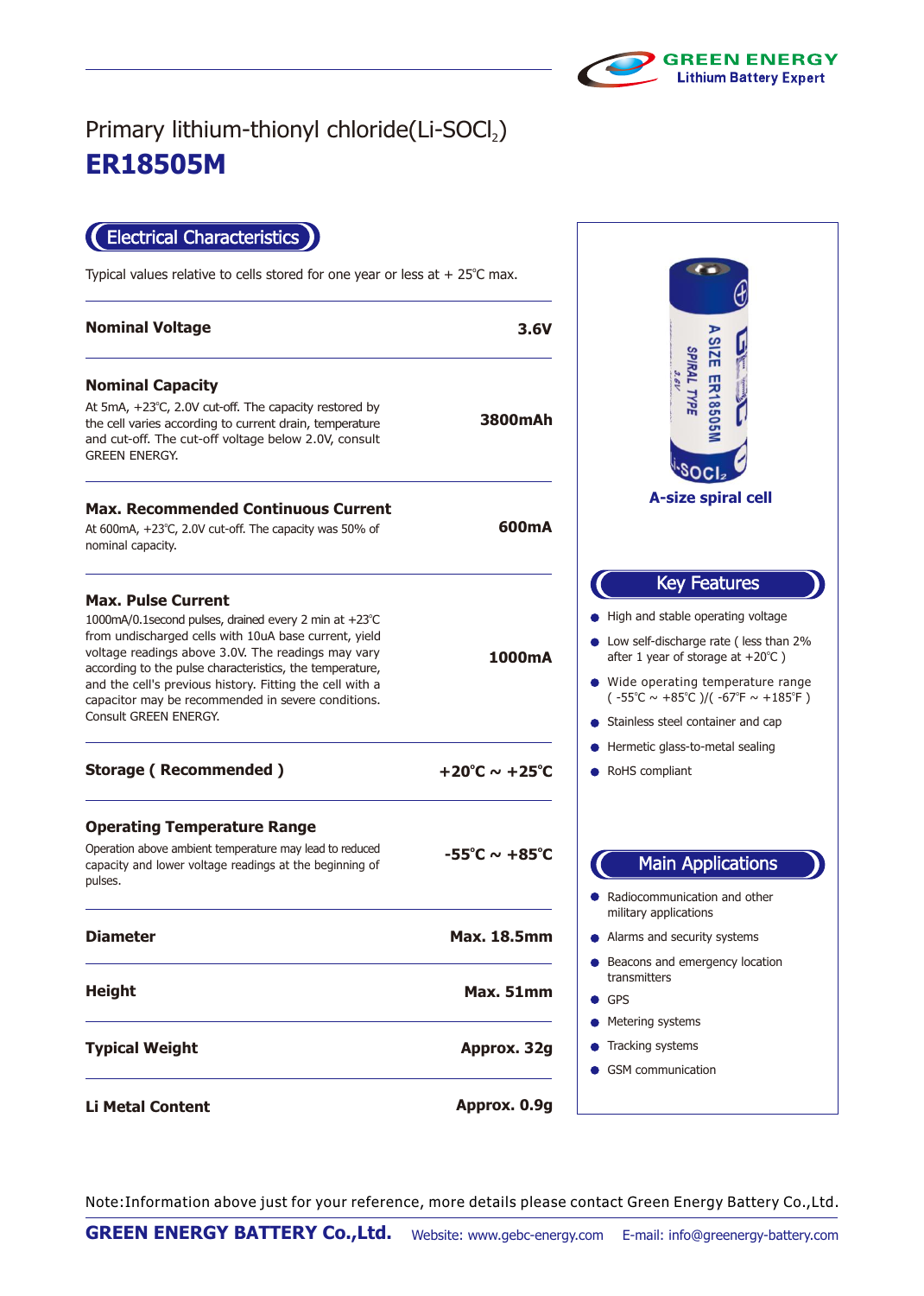Primary lithium-thionyl chloride(Li-$SOCl_2$)

# ER18505M

## Electrical Characteristics

Typical values relative to cells stored for one year or less at + 25℃ max.

| Parameter | Value |
|---|---|
| **Nominal Voltage** | **3.6V** |
| **Nominal Capacity**<br>At 5mA, +23℃, 2.0V cut-off. The capacity restored by the cell varies according to current drain, temperature and cut-off. The cut-off voltage below 2.0V, consult GREEN ENERGY. | **3800mAh** |
| **Max. Recommended Continuous Current**<br>At 600mA, +23℃, 2.0V cut-off. The capacity was 50% of nominal capacity. | **600mA** |
| **Max. Pulse Current**<br>1000mA/0.1second pulses, drained every 2 min at +23℃ from undischarged cells with 10uA base current, yield voltage readings above 3.0V. The readings may vary according to the pulse characteristics, the temperature, and the cell's previous history. Fitting the cell with a capacitor may be recommended in severe conditions. Consult GREEN ENERGY. | **1000mA** |
| **Storage ( Recommended )** | **+20℃ ~ +25℃** |
| **Operating Temperature Range**<br>Operation above ambient temperature may lead to reduced capacity and lower voltage readings at the beginning of pulses. | **-55℃ ~ +85℃** |
| **Diameter** | **Max. 18.5mm** |
| **Height** | **Max. 51mm** |
| **Typical Weight** | **Approx. 32g** |
| **Li Metal Content** | **Approx. 0.9g** |

**A-size spiral cell**

## Key Features

- High and stable operating voltage
- Low self-discharge rate ( less than 2% after 1 year of storage at +20℃ )
- Wide operating temperature range ( -55℃ ~ +85℃ )/( -67℉ ~ +185℉ )
- Stainless steel container and cap
- Hermetic glass-to-metal sealing
- RoHS compliant

## Main Applications

- Radiocommunication and other military applications
- Alarms and security systems
- Beacons and emergency location transmitters
- GPS
- Metering systems
- Tracking systems
- GSM communication

Note:Information above just for your reference, more details please contact Green Energy Battery Co.,Ltd.

**GREEN ENERGY BATTERY Co.,Ltd.** Website: www.gebc-energy.com E-mail: info@greenergy-battery.com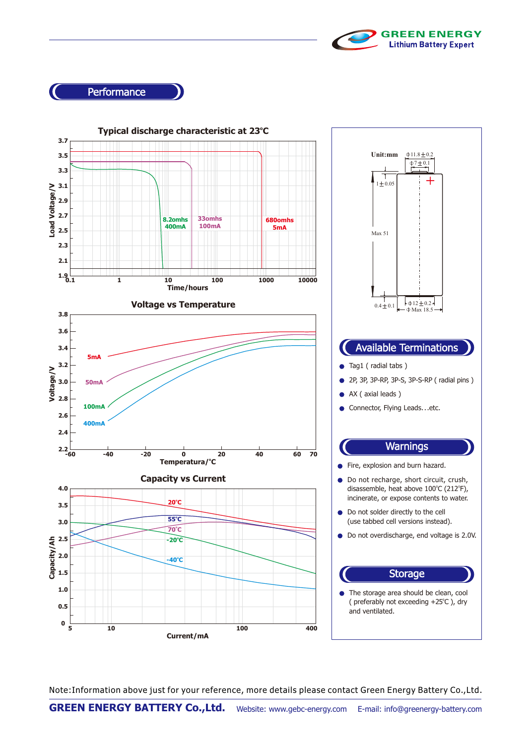## Performance

### Typical discharge characteristic at 23℃

Load Voltage/V

3.7
3.5
3.3
3.1
2.9
2.7
2.5
2.3
2.1
1.9

8.2ohms 400mA

33ohms 100mA

680ohms 5mA

0.1 1 10 100 1000 10000

Time/hours

### Voltage vs Temperature

Voltage/V

3.8
3.6
3.4
3.2
3.0
2.8
2.6
2.4
2.2

5mA

50mA

100mA

400mA

-60 -40 -20 0 20 40 60 70

Temperatura/℃

### Capacity vs Current

Capacity/Ah

4.0
3.5
3.0
2.5
2.0
1.5
1.0
0.5
0

20℃

55℃

70℃

-20℃

-40℃

5 10 100 400

Current/mA

Unit:mm

Φ11.8±0.2

Φ7±0.1

1±0.05

Max 51

0.4±0.1

Φ12±0.2

Φ Max 18.5

## Available Terminations

- Tag1 ( radial tabs )
- 2P, 3P, 3P-RP, 3P-S, 3P-S-RP ( radial pins )
- AX ( axial leads )
- Connector, Flying Leads…etc.

## Warnings

- Fire, explosion and burn hazard.
- Do not recharge, short circuit, crush, disassemble, heat above 100℃ (212℉), incinerate, or expose contents to water.
- Do not solder directly to the cell (use tabbed cell versions instead).
- Do not overdischarge, end voltage is 2.0V.

## Storage

- The storage area should be clean, cool ( preferably not exceeding +25℃ ), dry and ventilated.

Note:Information above just for your reference, more details please contact Green Energy Battery Co.,Ltd.

**GREEN ENERGY BATTERY Co.,Ltd.** Website: www.gebc-energy.com E-mail: info@greenergy-battery.com